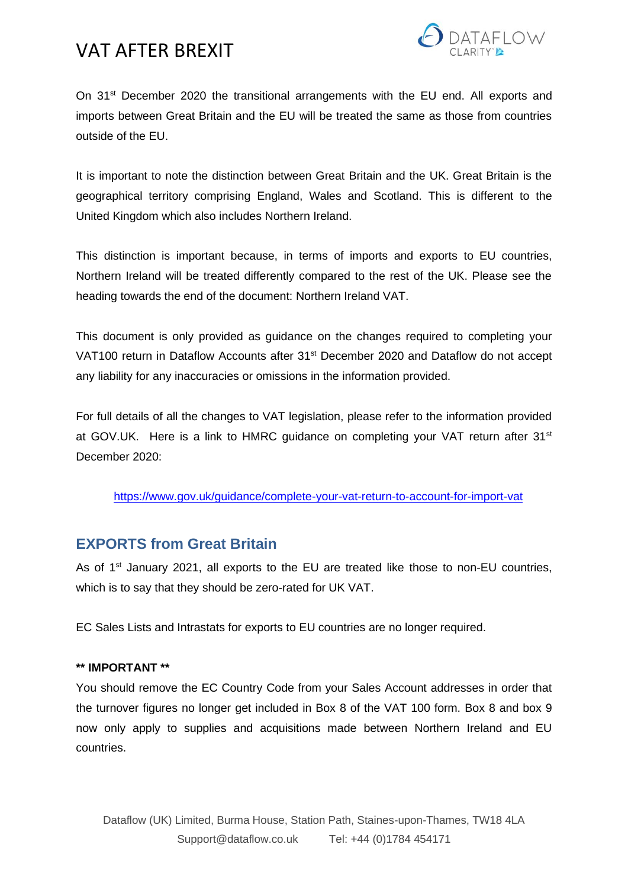# VAT AFTER BREXIT

On 31st December 2020 the transitional arrangements with the EU end. All exports and imports between Great Britain and the EU will be treated the same as those from countries outside of the EU.

It is important to note the distinction between Great Britain and the UK. Great Britain is the geographical territory comprising England, Wales and Scotland. This is different to the United Kingdom which also includes Northern Ireland.

This distinction is important because, in terms of imports and exports to EU countries, Northern Ireland will be treated differently compared to the rest of the UK. Please see the heading towards the end of the document: Northern Ireland VAT.

This document is only provided as guidance on the changes required to completing your VAT100 return in Dataflow Accounts after 31st December 2020 and Dataflow do not accept any liability for any inaccuracies or omissions in the information provided.

For full details of all the changes to VAT legislation, please refer to the information provided at GOV.UK. Here is a link to HMRC guidance on completing your VAT return after 31st December 2020:

https://www.gov.uk/guidance/complete-your-vat-return-to-account-for-import-vat

## EXPORTS from Great Britain

As of 1st January 2021, all exports to the EU are treated like those to non-EU countries, which is to say that they should be zero-rated for UK VAT.

EC Sales Lists and Intrastats for exports to EU countries are no longer required.

**** IMPORTANT ****

You should remove the EC Country Code from your Sales Account addresses in order that the turnover figures no longer get included in Box 8 of the VAT 100 form. Box 8 and box 9 now only apply to supplies and acquisitions made between Northern Ireland and EU countries.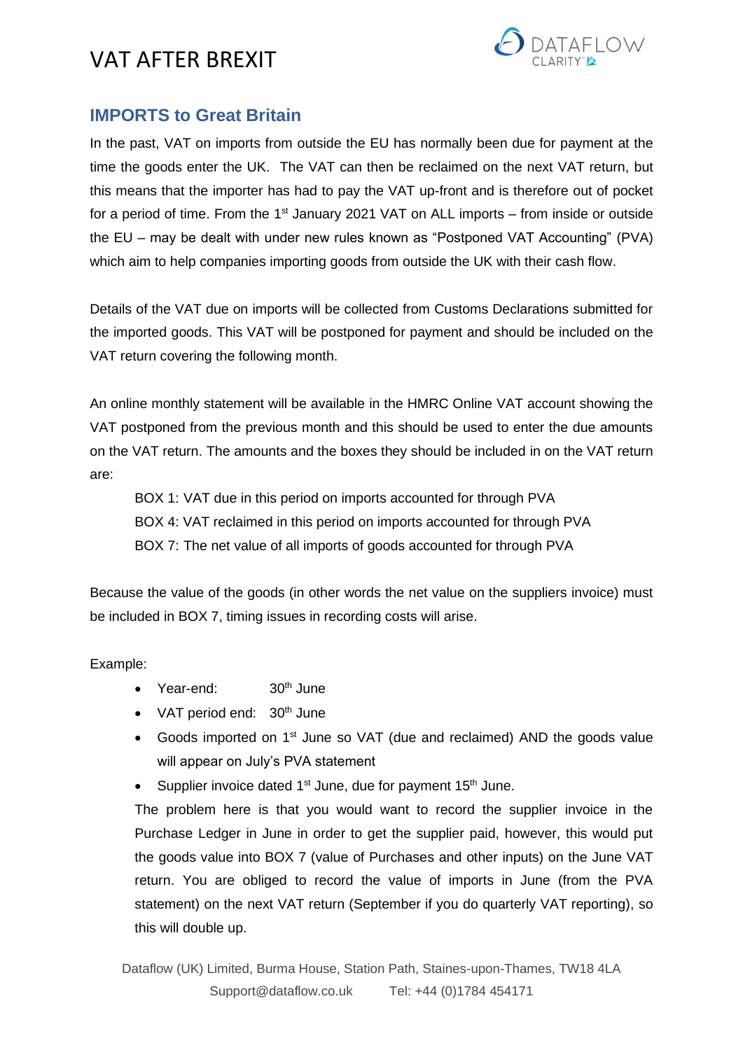## IMPORTS to Great Britain

In the past, VAT on imports from outside the EU has normally been due for payment at the time the goods enter the UK. The VAT can then be reclaimed on the next VAT return, but this means that the importer has had to pay the VAT up-front and is therefore out of pocket for a period of time. From the 1st January 2021 VAT on ALL imports – from inside or outside the EU – may be dealt with under new rules known as "Postponed VAT Accounting" (PVA) which aim to help companies importing goods from outside the UK with their cash flow.

Details of the VAT due on imports will be collected from Customs Declarations submitted for the imported goods. This VAT will be postponed for payment and should be included on the VAT return covering the following month.

An online monthly statement will be available in the HMRC Online VAT account showing the VAT postponed from the previous month and this should be used to enter the due amounts on the VAT return. The amounts and the boxes they should be included in on the VAT return are:

BOX 1: VAT due in this period on imports accounted for through PVA
BOX 4: VAT reclaimed in this period on imports accounted for through PVA
BOX 7: The net value of all imports of goods accounted for through PVA

Because the value of the goods (in other words the net value on the suppliers invoice) must be included in BOX 7, timing issues in recording costs will arise.

Example:

- Year-end: 30th June
- VAT period end: 30th June
- Goods imported on 1st June so VAT (due and reclaimed) AND the goods value will appear on July's PVA statement
- Supplier invoice dated 1st June, due for payment 15th June.

The problem here is that you would want to record the supplier invoice in the Purchase Ledger in June in order to get the supplier paid, however, this would put the goods value into BOX 7 (value of Purchases and other inputs) on the June VAT return. You are obliged to record the value of imports in June (from the PVA statement) on the next VAT return (September if you do quarterly VAT reporting), so this will double up.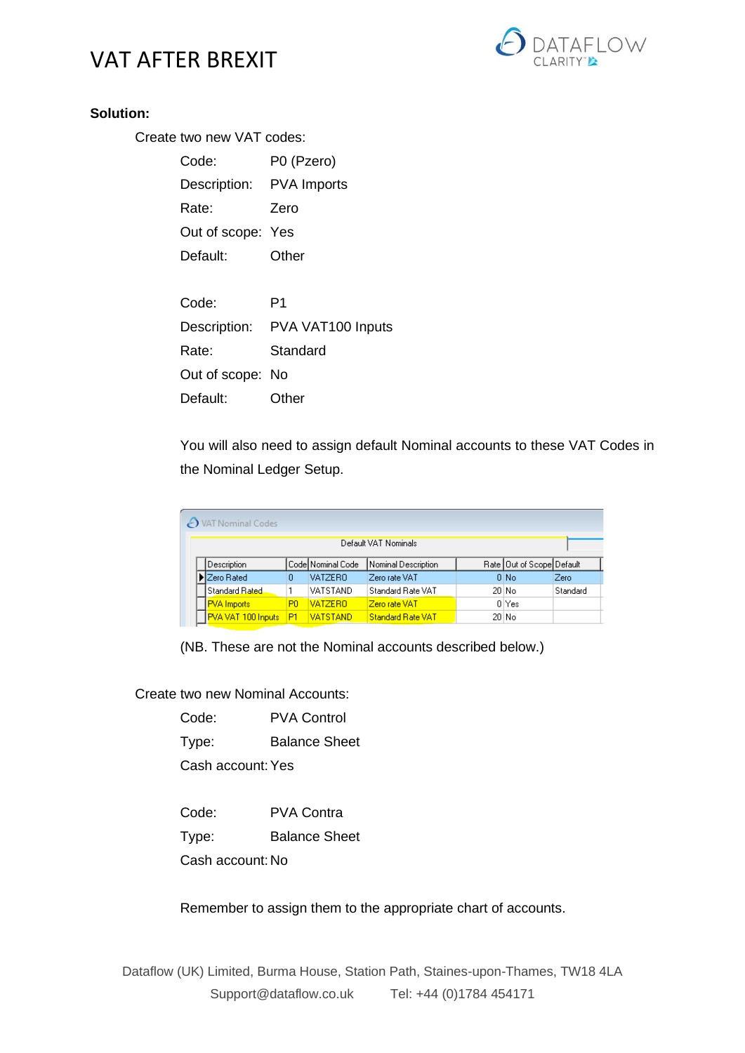# VAT AFTER BREXIT

**Solution:**

Create two new VAT codes:

Code: P0 (Pzero)
Description: PVA Imports
Rate: Zero
Out of scope: Yes
Default: Other

Code: P1
Description: PVA VAT100 Inputs
Rate: Standard
Out of scope: No
Default: Other

You will also need to assign default Nominal accounts to these VAT Codes in the Nominal Ledger Setup.

VAT Nominal Codes

Default VAT Nominals

| Description | Code | Nominal Code | Nominal Description | Rate | Out of Scope | Default |
|---|---|---|---|---|---|---|
| Zero Rated | 0 | VATZERO | Zero rate VAT | 0 | No | Zero |
| Standard Rated | 1 | VATSTAND | Standard Rate VAT | 20 | No | Standard |
| PVA Imports | P0 | VATZERO | Zero rate VAT | 0 | Yes | |
| PVA VAT 100 Inputs | P1 | VATSTAND | Standard Rate VAT | 20 | No | |

(NB. These are not the Nominal accounts described below.)

Create two new Nominal Accounts:

Code: PVA Control
Type: Balance Sheet
Cash account: Yes

Code: PVA Contra
Type: Balance Sheet
Cash account: No

Remember to assign them to the appropriate chart of accounts.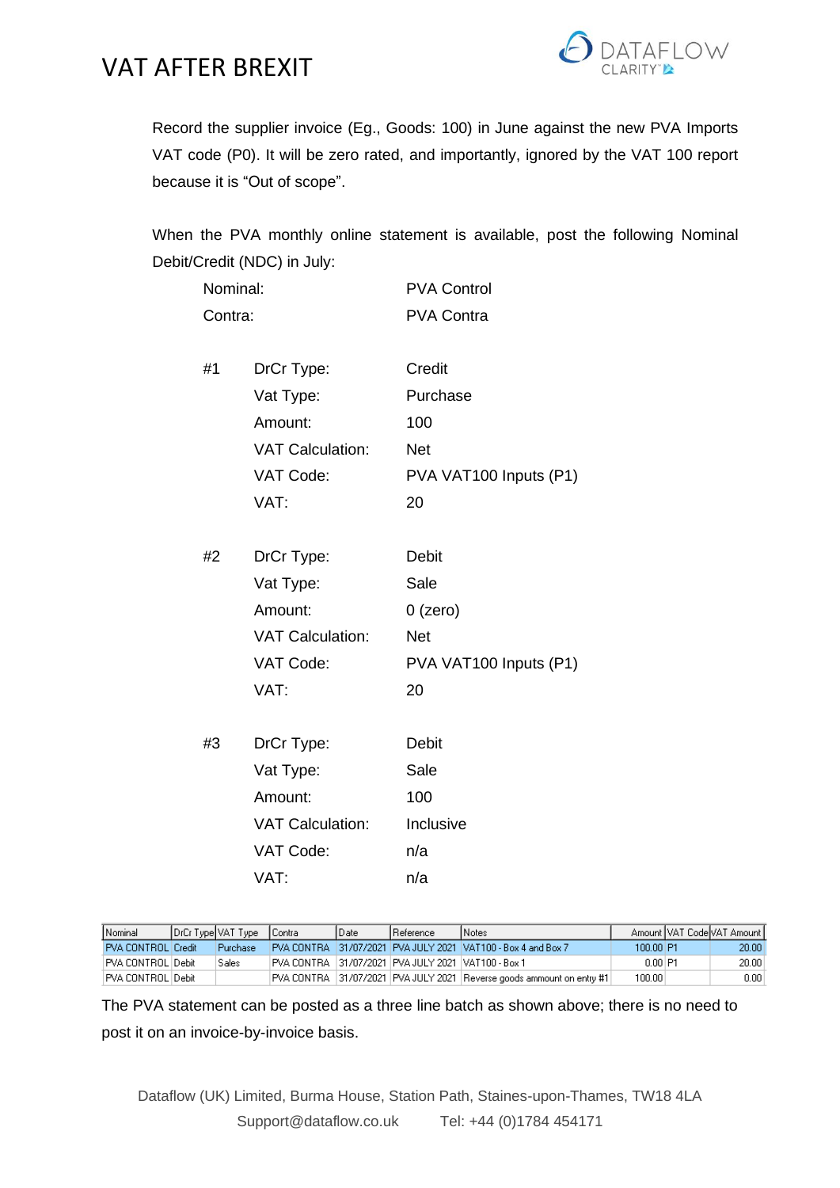Record the supplier invoice (Eg., Goods: 100) in June against the new PVA Imports VAT code (P0). It will be zero rated, and importantly, ignored by the VAT 100 report because it is "Out of scope".

When the PVA monthly online statement is available, post the following Nominal Debit/Credit (NDC) in July:

| | | |
|---|---|---|
| Nominal: | | PVA Control |
| Contra: | | PVA Contra |
| | | |
| #1 | DrCr Type: | Credit |
| | Vat Type: | Purchase |
| | Amount: | 100 |
| | VAT Calculation: | Net |
| | VAT Code: | PVA VAT100 Inputs (P1) |
| | VAT: | 20 |
| | | |
| #2 | DrCr Type: | Debit |
| | Vat Type: | Sale |
| | Amount: | 0 (zero) |
| | VAT Calculation: | Net |
| | VAT Code: | PVA VAT100 Inputs (P1) |
| | VAT: | 20 |
| | | |
| #3 | DrCr Type: | Debit |
| | Vat Type: | Sale |
| | Amount: | 100 |
| | VAT Calculation: | Inclusive |
| | VAT Code: | n/a |
| | VAT: | n/a |

| Nominal | DrCr Type | VAT Type | Contra | Date | Reference | Notes | Amount | VAT Code | VAT Amount |
|---|---|---|---|---|---|---|---|---|---|
| PVA CONTROL | Credit | Purchase | PVA CONTRA | 31/07/2021 | PVA JULY 2021 | VAT100 - Box 4 and Box 7 | 100.00 | P1 | 20.00 |
| PVA CONTROL | Debit | Sales | PVA CONTRA | 31/07/2021 | PVA JULY 2021 | VAT100 - Box 1 | 0.00 | P1 | 20.00 |
| PVA CONTROL | Debit | | PVA CONTRA | 31/07/2021 | PVA JULY 2021 | Reverse goods ammount on entry #1 | 100.00 | | 0.00 |

The PVA statement can be posted as a three line batch as shown above; there is no need to post it on an invoice-by-invoice basis.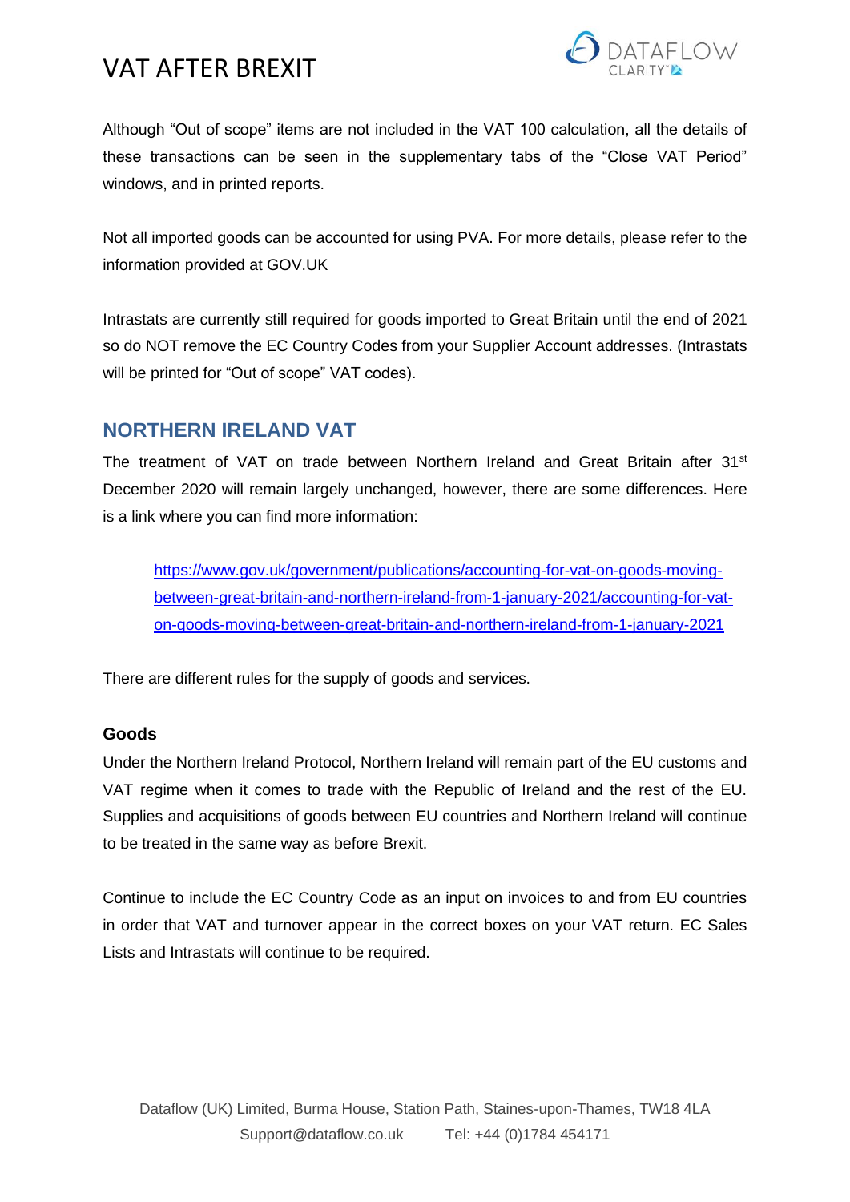Although “Out of scope” items are not included in the VAT 100 calculation, all the details of these transactions can be seen in the supplementary tabs of the “Close VAT Period” windows, and in printed reports.

Not all imported goods can be accounted for using PVA. For more details, please refer to the information provided at GOV.UK

Intrastats are currently still required for goods imported to Great Britain until the end of 2021 so do NOT remove the EC Country Codes from your Supplier Account addresses. (Intrastats will be printed for “Out of scope” VAT codes).

## NORTHERN IRELAND VAT

The treatment of VAT on trade between Northern Ireland and Great Britain after 31st December 2020 will remain largely unchanged, however, there are some differences. Here is a link where you can find more information:

> https://www.gov.uk/government/publications/accounting-for-vat-on-goods-moving-between-great-britain-and-northern-ireland-from-1-january-2021/accounting-for-vat-on-goods-moving-between-great-britain-and-northern-ireland-from-1-january-2021

There are different rules for the supply of goods and services.

### Goods

Under the Northern Ireland Protocol, Northern Ireland will remain part of the EU customs and VAT regime when it comes to trade with the Republic of Ireland and the rest of the EU. Supplies and acquisitions of goods between EU countries and Northern Ireland will continue to be treated in the same way as before Brexit.

Continue to include the EC Country Code as an input on invoices to and from EU countries in order that VAT and turnover appear in the correct boxes on your VAT return. EC Sales Lists and Intrastats will continue to be required.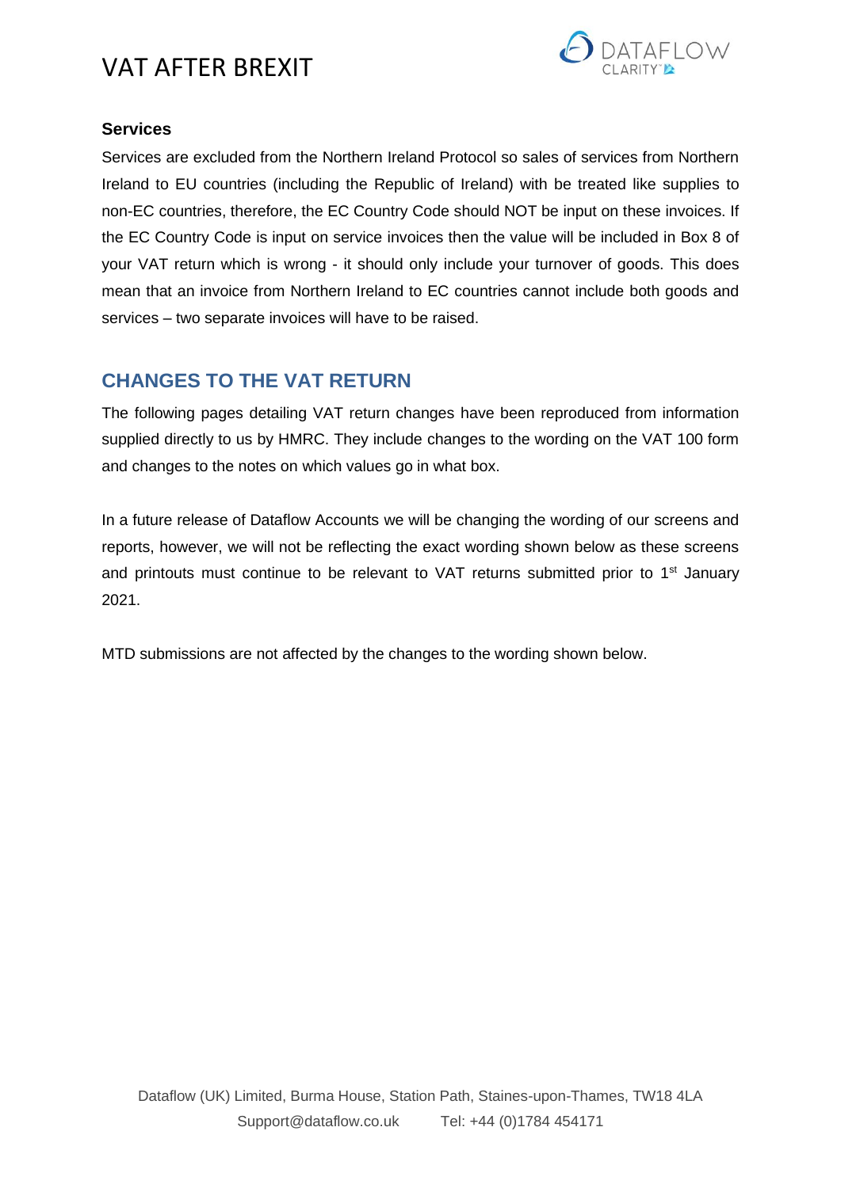### Services

Services are excluded from the Northern Ireland Protocol so sales of services from Northern Ireland to EU countries (including the Republic of Ireland) with be treated like supplies to non-EC countries, therefore, the EC Country Code should NOT be input on these invoices. If the EC Country Code is input on service invoices then the value will be included in Box 8 of your VAT return which is wrong - it should only include your turnover of goods. This does mean that an invoice from Northern Ireland to EC countries cannot include both goods and services – two separate invoices will have to be raised.

## CHANGES TO THE VAT RETURN

The following pages detailing VAT return changes have been reproduced from information supplied directly to us by HMRC. They include changes to the wording on the VAT 100 form and changes to the notes on which values go in what box.

In a future release of Dataflow Accounts we will be changing the wording of our screens and reports, however, we will not be reflecting the exact wording shown below as these screens and printouts must continue to be relevant to VAT returns submitted prior to 1st January 2021.

MTD submissions are not affected by the changes to the wording shown below.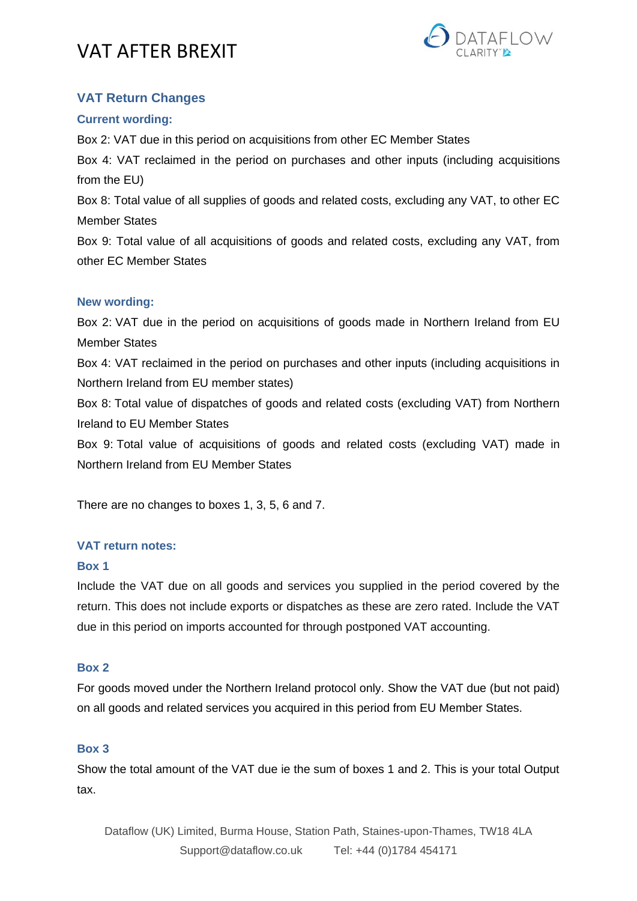## VAT Return Changes

### Current wording:

Box 2: VAT due in this period on acquisitions from other EC Member States

Box 4: VAT reclaimed in the period on purchases and other inputs (including acquisitions from the EU)

Box 8: Total value of all supplies of goods and related costs, excluding any VAT, to other EC Member States

Box 9: Total value of all acquisitions of goods and related costs, excluding any VAT, from other EC Member States

### New wording:

Box 2: VAT due in the period on acquisitions of goods made in Northern Ireland from EU Member States

Box 4: VAT reclaimed in the period on purchases and other inputs (including acquisitions in Northern Ireland from EU member states)

Box 8: Total value of dispatches of goods and related costs (excluding VAT) from Northern Ireland to EU Member States

Box 9: Total value of acquisitions of goods and related costs (excluding VAT) made in Northern Ireland from EU Member States

There are no changes to boxes 1, 3, 5, 6 and 7.

### VAT return notes:

#### Box 1

Include the VAT due on all goods and services you supplied in the period covered by the return. This does not include exports or dispatches as these are zero rated. Include the VAT due in this period on imports accounted for through postponed VAT accounting.

#### Box 2

For goods moved under the Northern Ireland protocol only. Show the VAT due (but not paid) on all goods and related services you acquired in this period from EU Member States.

#### Box 3

Show the total amount of the VAT due ie the sum of boxes 1 and 2. This is your total Output tax.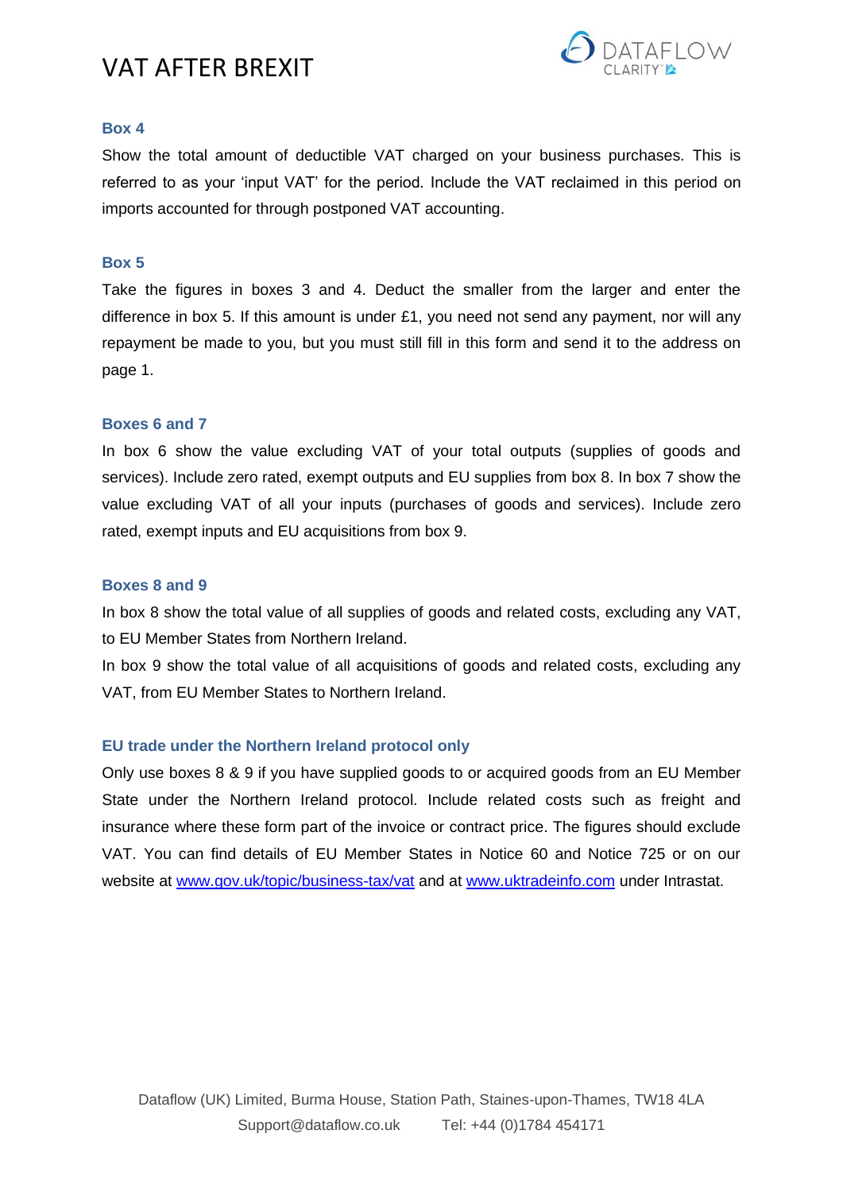### Box 4

Show the total amount of deductible VAT charged on your business purchases. This is referred to as your 'input VAT' for the period. Include the VAT reclaimed in this period on imports accounted for through postponed VAT accounting.

### Box 5

Take the figures in boxes 3 and 4. Deduct the smaller from the larger and enter the difference in box 5. If this amount is under £1, you need not send any payment, nor will any repayment be made to you, but you must still fill in this form and send it to the address on page 1.

### Boxes 6 and 7

In box 6 show the value excluding VAT of your total outputs (supplies of goods and services). Include zero rated, exempt outputs and EU supplies from box 8. In box 7 show the value excluding VAT of all your inputs (purchases of goods and services). Include zero rated, exempt inputs and EU acquisitions from box 9.

### Boxes 8 and 9

In box 8 show the total value of all supplies of goods and related costs, excluding any VAT, to EU Member States from Northern Ireland.

In box 9 show the total value of all acquisitions of goods and related costs, excluding any VAT, from EU Member States to Northern Ireland.

### EU trade under the Northern Ireland protocol only

Only use boxes 8 & 9 if you have supplied goods to or acquired goods from an EU Member State under the Northern Ireland protocol. Include related costs such as freight and insurance where these form part of the invoice or contract price. The figures should exclude VAT. You can find details of EU Member States in Notice 60 and Notice 725 or on our website at [www.gov.uk/topic/business-tax/vat](http://www.gov.uk/topic/business-tax/vat) and at [www.uktradeinfo.com](http://www.uktradeinfo.com) under Intrastat.